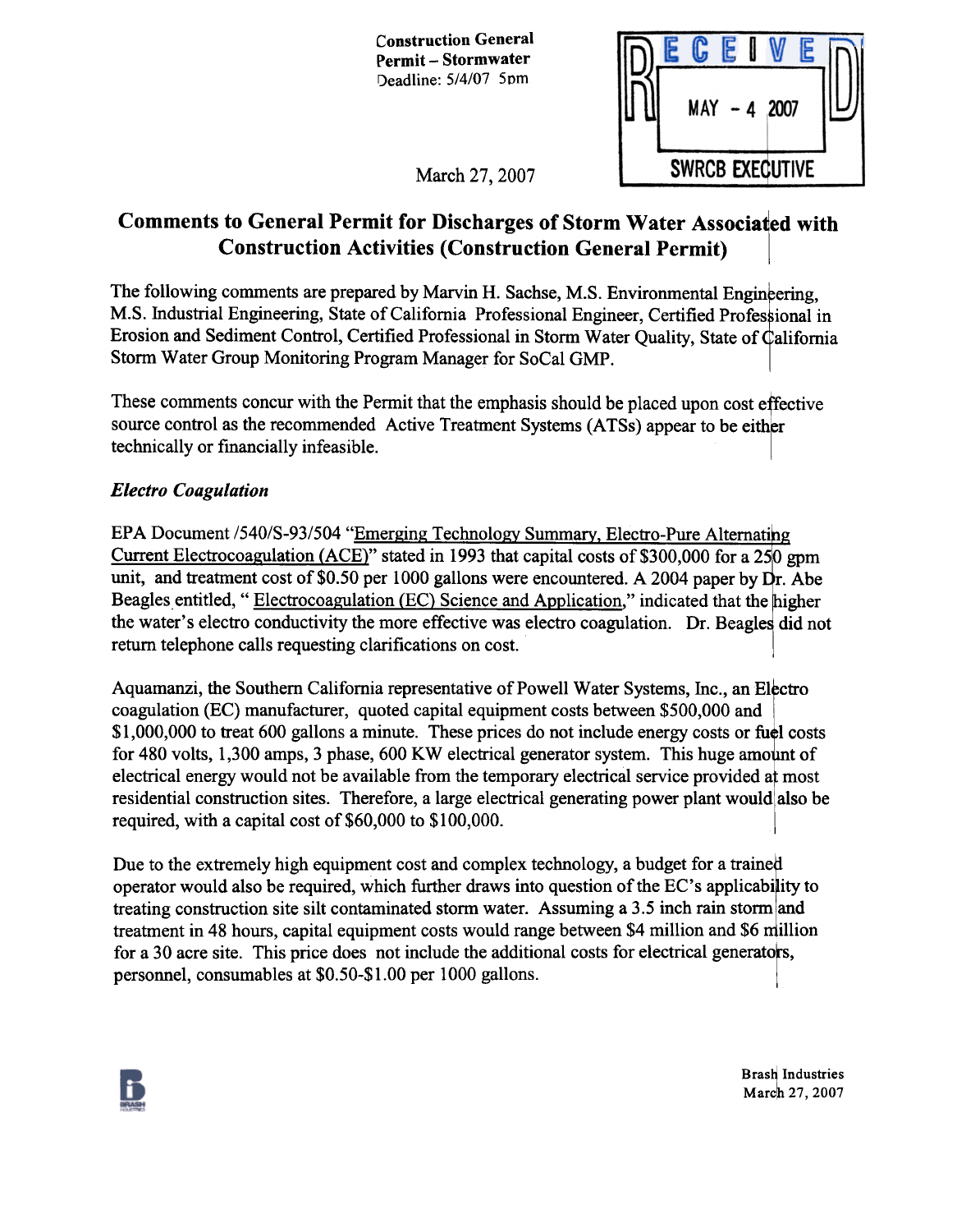Construction General Permit – Stormwater
Deadline: 5/4/07 5pm

RECEIVED
MAY - 4 2007
SWRCB EXECUTIVE

March 27, 2007

# Comments to General Permit for Discharges of Storm Water Associated with Construction Activities (Construction General Permit)

The following comments are prepared by Marvin H. Sachse, M.S. Environmental Engineering, M.S. Industrial Engineering, State of California Professional Engineer, Certified Professional in Erosion and Sediment Control, Certified Professional in Storm Water Quality, State of California Storm Water Group Monitoring Program Manager for SoCal GMP.

These comments concur with the Permit that the emphasis should be placed upon cost effective source control as the recommended Active Treatment Systems (ATSs) appear to be either technically or financially infeasible.

### *Electro Coagulation*

EPA Document /540/S-93/504 "Emerging Technology Summary, Electro-Pure Alternating Current Electrocoagulation (ACE)" stated in 1993 that capital costs of $300,000 for a 250 gpm unit, and treatment cost of $0.50 per 1000 gallons were encountered. A 2004 paper by Dr. Abe Beagles entitled, " Electrocoagulation (EC) Science and Application," indicated that the higher the water's electro conductivity the more effective was electro coagulation. Dr. Beagles did not return telephone calls requesting clarifications on cost.

Aquamanzi, the Southern California representative of Powell Water Systems, Inc., an Electro coagulation (EC) manufacturer, quoted capital equipment costs between $500,000 and $1,000,000 to treat 600 gallons a minute. These prices do not include energy costs or fuel costs for 480 volts, 1,300 amps, 3 phase, 600 KW electrical generator system. This huge amount of electrical energy would not be available from the temporary electrical service provided at most residential construction sites. Therefore, a large electrical generating power plant would also be required, with a capital cost of $60,000 to $100,000.

Due to the extremely high equipment cost and complex technology, a budget for a trained operator would also be required, which further draws into question of the EC's applicability to treating construction site silt contaminated storm water. Assuming a 3.5 inch rain storm and treatment in 48 hours, capital equipment costs would range between $4 million and $6 million for a 30 acre site. This price does not include the additional costs for electrical generators, personnel, consumables at $0.50-$1.00 per 1000 gallons.

Brash Industries
March 27, 2007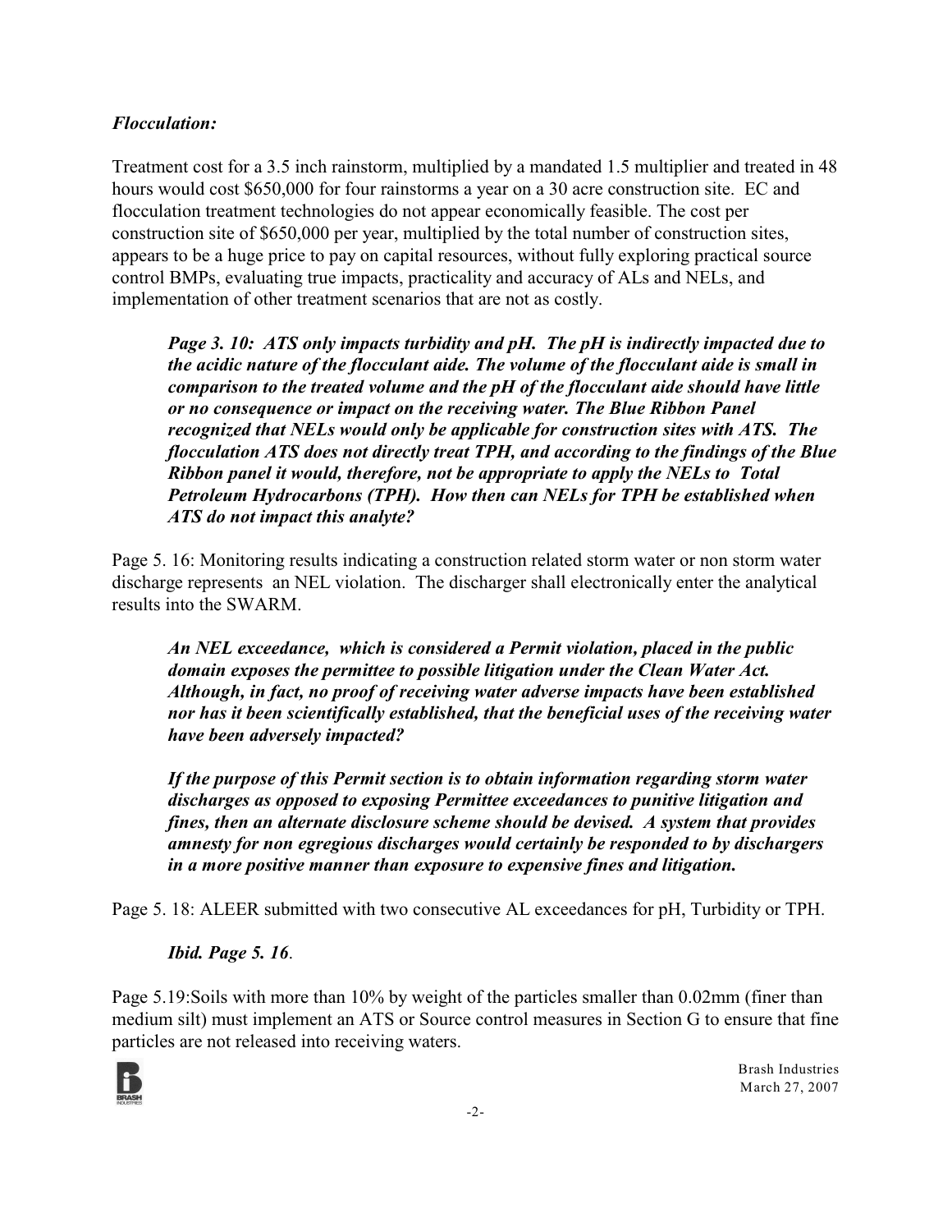***Flocculation:***

Treatment cost for a 3.5 inch rainstorm, multiplied by a mandated 1.5 multiplier and treated in 48 hours would cost $650,000 for four rainstorms a year on a 30 acre construction site. EC and flocculation treatment technologies do not appear economically feasible. The cost per construction site of $650,000 per year, multiplied by the total number of construction sites, appears to be a huge price to pay on capital resources, without fully exploring practical source control BMPs, evaluating true impacts, practicality and accuracy of ALs and NELs, and implementation of other treatment scenarios that are not as costly.

> ***Page 3. 10: ATS only impacts turbidity and pH. The pH is indirectly impacted due to the acidic nature of the flocculant aide. The volume of the flocculant aide is small in comparison to the treated volume and the pH of the flocculant aide should have little or no consequence or impact on the receiving water. The Blue Ribbon Panel recognized that NELs would only be applicable for construction sites with ATS. The flocculation ATS does not directly treat TPH, and according to the findings of the Blue Ribbon panel it would, therefore, not be appropriate to apply the NELs to Total Petroleum Hydrocarbons (TPH). How then can NELs for TPH be established when ATS do not impact this analyte?***

Page 5. 16: Monitoring results indicating a construction related storm water or non storm water discharge represents an NEL violation. The discharger shall electronically enter the analytical results into the SWARM.

> ***An NEL exceedance, which is considered a Permit violation, placed in the public domain exposes the permittee to possible litigation under the Clean Water Act. Although, in fact, no proof of receiving water adverse impacts have been established nor has it been scientifically established, that the beneficial uses of the receiving water have been adversely impacted?***
>
> ***If the purpose of this Permit section is to obtain information regarding storm water discharges as opposed to exposing Permittee exceedances to punitive litigation and fines, then an alternate disclosure scheme should be devised. A system that provides amnesty for non egregious discharges would certainly be responded to by dischargers in a more positive manner than exposure to expensive fines and litigation.***

Page 5. 18: ALEER submitted with two consecutive AL exceedances for pH, Turbidity or TPH.

> ***Ibid. Page 5. 16.***

Page 5.19:Soils with more than 10% by weight of the particles smaller than 0.02mm (finer than medium silt) must implement an ATS or Source control measures in Section G to ensure that fine particles are not released into receiving waters.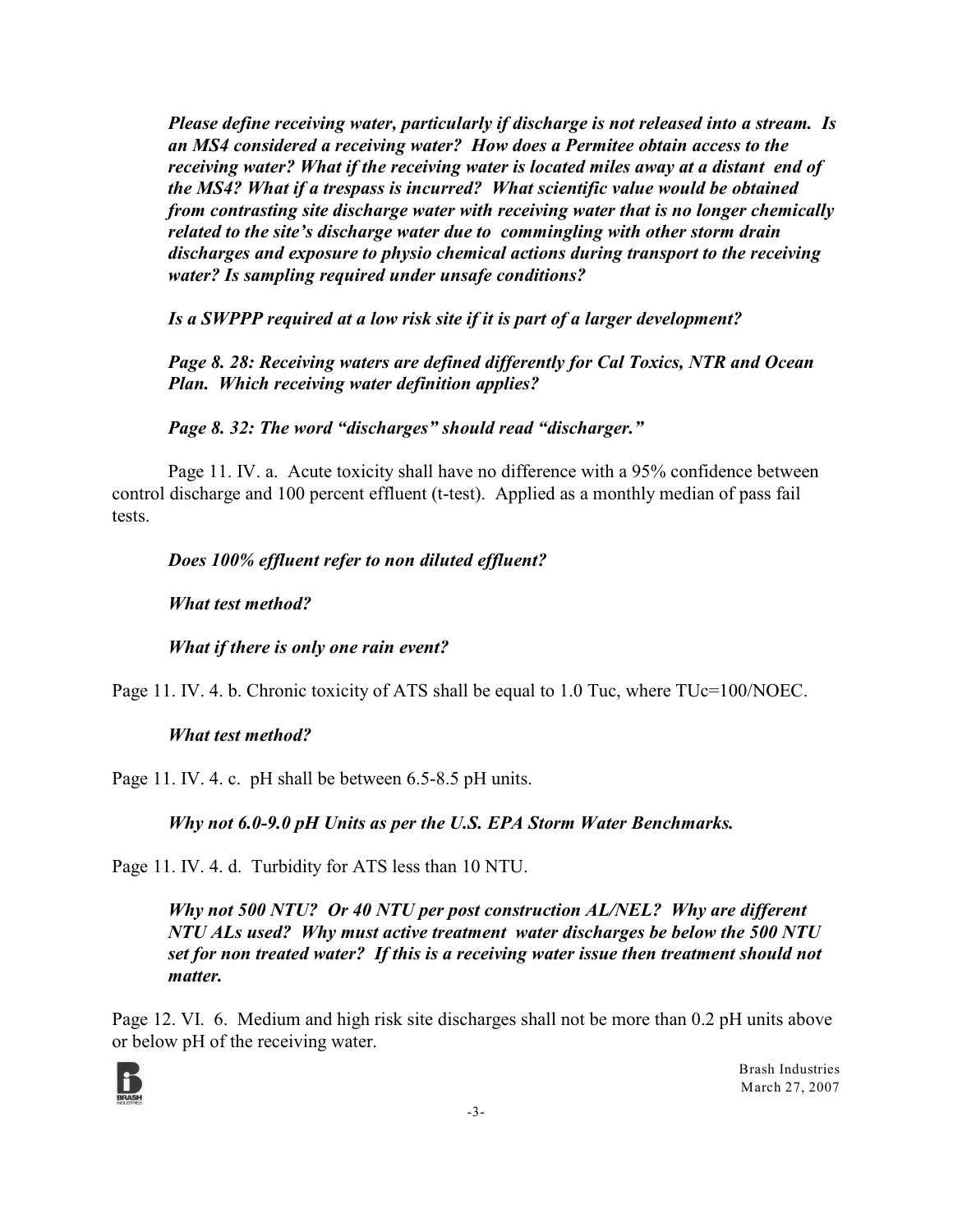***Please define receiving water, particularly if discharge is not released into a stream. Is an MS4 considered a receiving water? How does a Permitee obtain access to the receiving water? What if the receiving water is located miles away at a distant end of the MS4? What if a trespass is incurred? What scientific value would be obtained from contrasting site discharge water with receiving water that is no longer chemically related to the site's discharge water due to commingling with other storm drain discharges and exposure to physio chemical actions during transport to the receiving water? Is sampling required under unsafe conditions?***

***Is a SWPPP required at a low risk site if it is part of a larger development?***

***Page 8. 28: Receiving waters are defined differently for Cal Toxics, NTR and Ocean Plan. Which receiving water definition applies?***

***Page 8. 32: The word "discharges" should read "discharger."***

Page 11. IV. a. Acute toxicity shall have no difference with a 95% confidence between control discharge and 100 percent effluent (t-test). Applied as a monthly median of pass fail tests.

***Does 100% effluent refer to non diluted effluent?***

***What test method?***

***What if there is only one rain event?***

Page 11. IV. 4. b. Chronic toxicity of ATS shall be equal to 1.0 Tuc, where TUc=100/NOEC.

***What test method?***

Page 11. IV. 4. c. pH shall be between 6.5-8.5 pH units.

***Why not 6.0-9.0 pH Units as per the U.S. EPA Storm Water Benchmarks.***

Page 11. IV. 4. d. Turbidity for ATS less than 10 NTU.

***Why not 500 NTU? Or 40 NTU per post construction AL/NEL? Why are different NTU ALs used? Why must active treatment water discharges be below the 500 NTU set for non treated water? If this is a receiving water issue then treatment should not matter.***

Page 12. VI. 6. Medium and high risk site discharges shall not be more than 0.2 pH units above or below pH of the receiving water.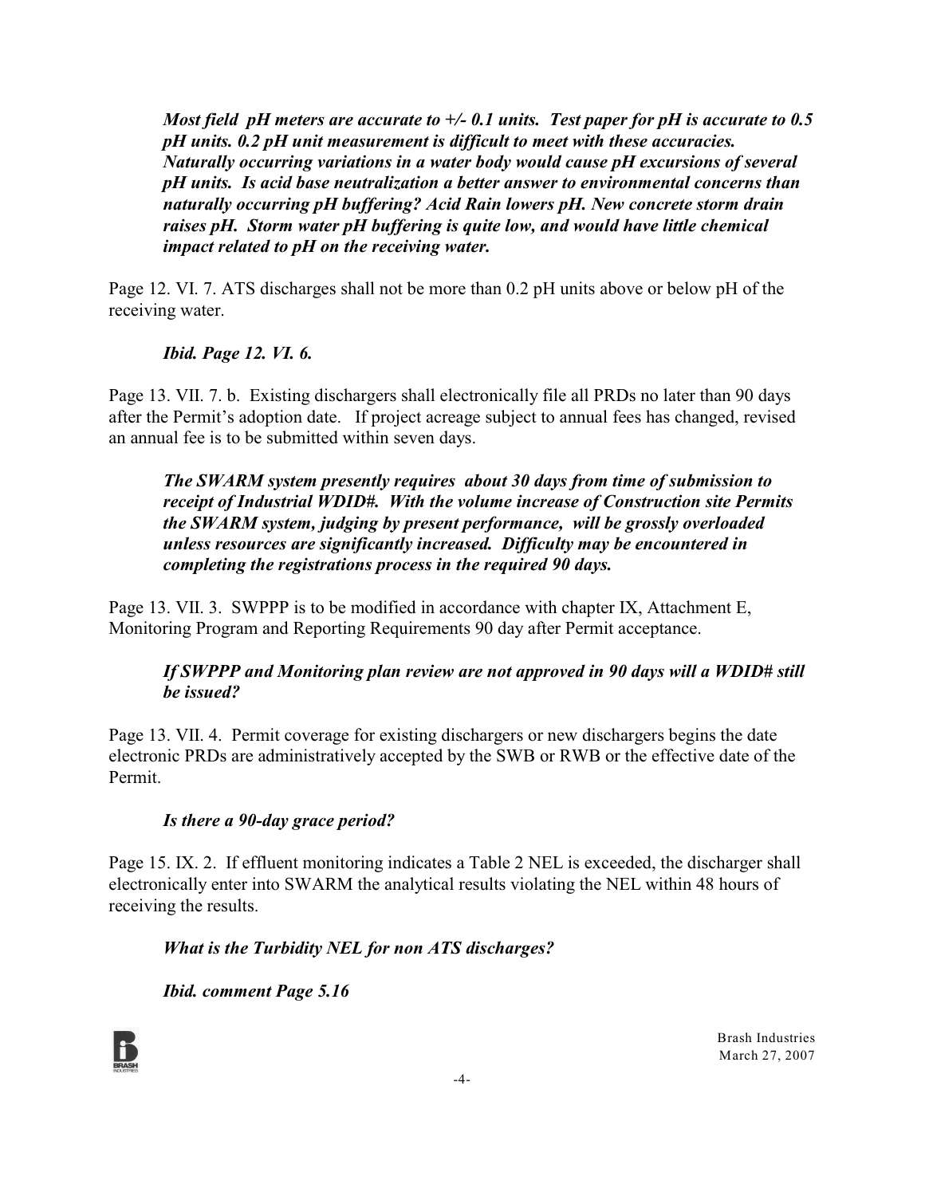*Most field pH meters are accurate to +/- 0.1 units. Test paper for pH is accurate to 0.5 pH units. 0.2 pH unit measurement is difficult to meet with these accuracies. Naturally occurring variations in a water body would cause pH excursions of several pH units. Is acid base neutralization a better answer to environmental concerns than naturally occurring pH buffering? Acid Rain lowers pH. New concrete storm drain raises pH. Storm water pH buffering is quite low, and would have little chemical impact related to pH on the receiving water.*

Page 12. VI. 7. ATS discharges shall not be more than 0.2 pH units above or below pH of the receiving water.

*Ibid. Page 12. VI. 6.*

Page 13. VII. 7. b. Existing dischargers shall electronically file all PRDs no later than 90 days after the Permit's adoption date. If project acreage subject to annual fees has changed, revised an annual fee is to be submitted within seven days.

*The SWARM system presently requires about 30 days from time of submission to receipt of Industrial WDID#. With the volume increase of Construction site Permits the SWARM system, judging by present performance, will be grossly overloaded unless resources are significantly increased. Difficulty may be encountered in completing the registrations process in the required 90 days.*

Page 13. VII. 3. SWPPP is to be modified in accordance with chapter IX, Attachment E, Monitoring Program and Reporting Requirements 90 day after Permit acceptance.

*If SWPPP and Monitoring plan review are not approved in 90 days will a WDID# still be issued?*

Page 13. VII. 4. Permit coverage for existing dischargers or new dischargers begins the date electronic PRDs are administratively accepted by the SWB or RWB or the effective date of the Permit.

*Is there a 90-day grace period?*

Page 15. IX. 2. If effluent monitoring indicates a Table 2 NEL is exceeded, the discharger shall electronically enter into SWARM the analytical results violating the NEL within 48 hours of receiving the results.

*What is the Turbidity NEL for non ATS discharges?*

*Ibid. comment Page 5.16*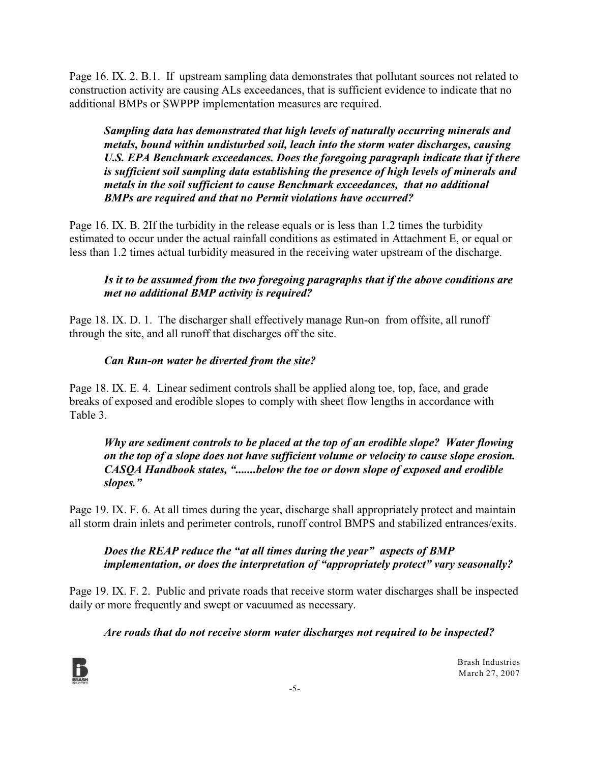Page 16. IX. 2. B.1. If upstream sampling data demonstrates that pollutant sources not related to construction activity are causing ALs exceedances, that is sufficient evidence to indicate that no additional BMPs or SWPPP implementation measures are required.

> ***Sampling data has demonstrated that high levels of naturally occurring minerals and metals, bound within undisturbed soil, leach into the storm water discharges, causing U.S. EPA Benchmark exceedances. Does the foregoing paragraph indicate that if there is sufficient soil sampling data establishing the presence of high levels of minerals and metals in the soil sufficient to cause Benchmark exceedances, that no additional BMPs are required and that no Permit violations have occurred?***

Page 16. IX. B. 2If the turbidity in the release equals or is less than 1.2 times the turbidity estimated to occur under the actual rainfall conditions as estimated in Attachment E, or equal or less than 1.2 times actual turbidity measured in the receiving water upstream of the discharge.

> ***Is it to be assumed from the two foregoing paragraphs that if the above conditions are met no additional BMP activity is required?***

Page 18. IX. D. 1. The discharger shall effectively manage Run-on from offsite, all runoff through the site, and all runoff that discharges off the site.

> ***Can Run-on water be diverted from the site?***

Page 18. IX. E. 4. Linear sediment controls shall be applied along toe, top, face, and grade breaks of exposed and erodible slopes to comply with sheet flow lengths in accordance with Table 3.

> ***Why are sediment controls to be placed at the top of an erodible slope? Water flowing on the top of a slope does not have sufficient volume or velocity to cause slope erosion. CASQA Handbook states, ".......below the toe or down slope of exposed and erodible slopes."***

Page 19. IX. F. 6. At all times during the year, discharge shall appropriately protect and maintain all storm drain inlets and perimeter controls, runoff control BMPS and stabilized entrances/exits.

> ***Does the REAP reduce the "at all times during the year" aspects of BMP implementation, or does the interpretation of "appropriately protect" vary seasonally?***

Page 19. IX. F. 2. Public and private roads that receive storm water discharges shall be inspected daily or more frequently and swept or vacuumed as necessary.

> ***Are roads that do not receive storm water discharges not required to be inspected?***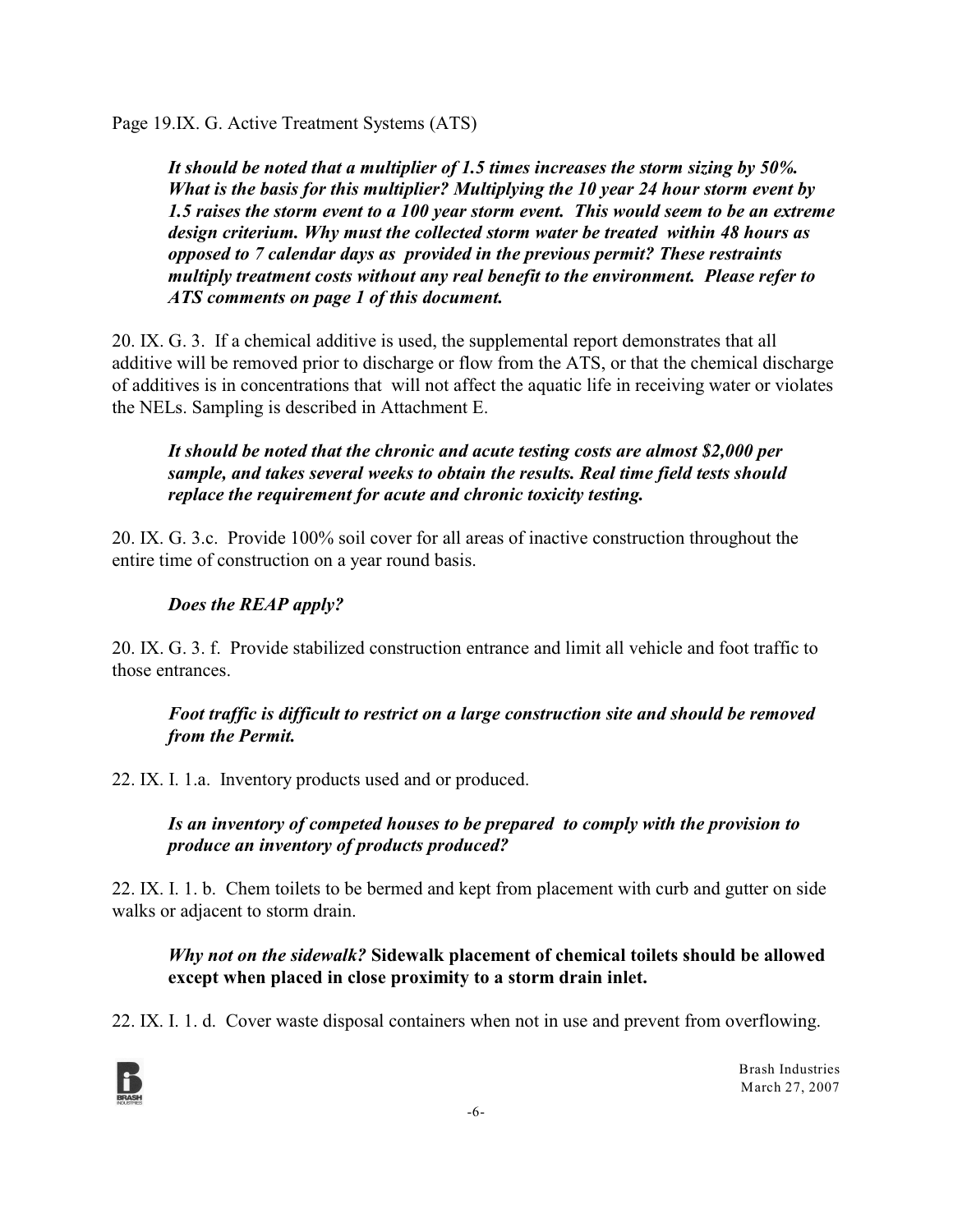Page 19.IX. G. Active Treatment Systems (ATS)

> ***It should be noted that a multiplier of 1.5 times increases the storm sizing by 50%. What is the basis for this multiplier? Multiplying the 10 year 24 hour storm event by 1.5 raises the storm event to a 100 year storm event. This would seem to be an extreme design criterium. Why must the collected storm water be treated within 48 hours as opposed to 7 calendar days as provided in the previous permit? These restraints multiply treatment costs without any real benefit to the environment. Please refer to ATS comments on page 1 of this document.***

20\. IX. G. 3. If a chemical additive is used, the supplemental report demonstrates that all additive will be removed prior to discharge or flow from the ATS, or that the chemical discharge of additives is in concentrations that will not affect the aquatic life in receiving water or violates the NELs. Sampling is described in Attachment E.

> ***It should be noted that the chronic and acute testing costs are almost $2,000 per sample, and takes several weeks to obtain the results. Real time field tests should replace the requirement for acute and chronic toxicity testing.***

20\. IX. G. 3.c. Provide 100% soil cover for all areas of inactive construction throughout the entire time of construction on a year round basis.

> ***Does the REAP apply?***

20\. IX. G. 3. f. Provide stabilized construction entrance and limit all vehicle and foot traffic to those entrances.

> ***Foot traffic is difficult to restrict on a large construction site and should be removed from the Permit.***

22\. IX. I. 1.a. Inventory products used and or produced.

> ***Is an inventory of competed houses to be prepared to comply with the provision to produce an inventory of products produced?***

22\. IX. I. 1. b. Chem toilets to be bermed and kept from placement with curb and gutter on side walks or adjacent to storm drain.

> ***Why not on the sidewalk?*** **Sidewalk placement of chemical toilets should be allowed except when placed in close proximity to a storm drain inlet.**

22\. IX. I. 1. d. Cover waste disposal containers when not in use and prevent from overflowing.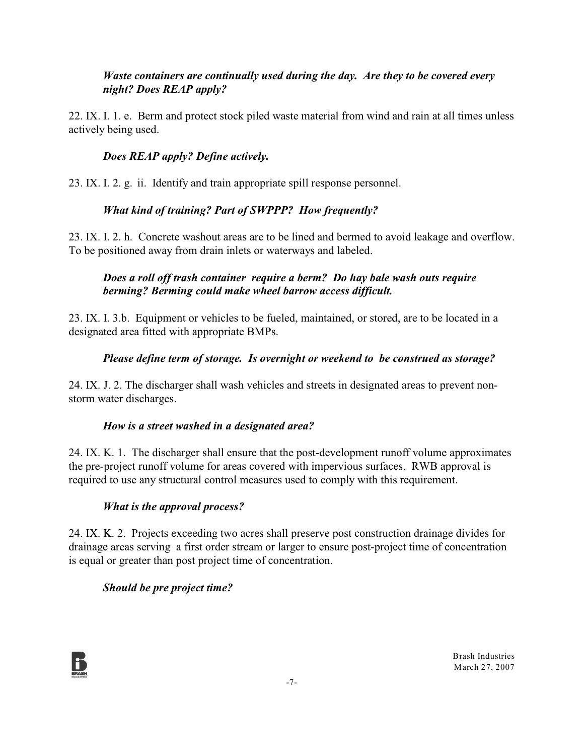*Waste containers are continually used during the day. Are they to be covered every night? Does REAP apply?*

22. IX. I. 1. e. Berm and protect stock piled waste material from wind and rain at all times unless actively being used.

*Does REAP apply? Define actively.*

23. IX. I. 2. g. ii. Identify and train appropriate spill response personnel.

*What kind of training? Part of SWPPP? How frequently?*

23. IX. I. 2. h. Concrete washout areas are to be lined and bermed to avoid leakage and overflow. To be positioned away from drain inlets or waterways and labeled.

*Does a roll off trash container require a berm? Do hay bale wash outs require berming? Berming could make wheel barrow access difficult.*

23. IX. I. 3.b. Equipment or vehicles to be fueled, maintained, or stored, are to be located in a designated area fitted with appropriate BMPs.

*Please define term of storage. Is overnight or weekend to be construed as storage?*

24. IX. J. 2. The discharger shall wash vehicles and streets in designated areas to prevent non-storm water discharges.

*How is a street washed in a designated area?*

24. IX. K. 1. The discharger shall ensure that the post-development runoff volume approximates the pre-project runoff volume for areas covered with impervious surfaces. RWB approval is required to use any structural control measures used to comply with this requirement.

*What is the approval process?*

24. IX. K. 2. Projects exceeding two acres shall preserve post construction drainage divides for drainage areas serving a first order stream or larger to ensure post-project time of concentration is equal or greater than post project time of concentration.

*Should be pre project time?*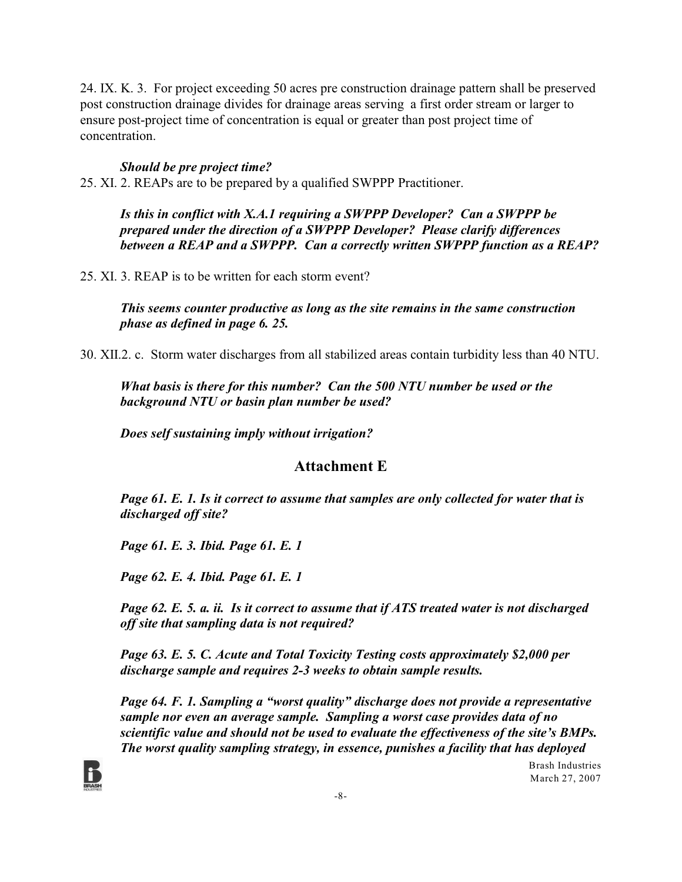24. IX. K. 3. For project exceeding 50 acres pre construction drainage pattern shall be preserved post construction drainage divides for drainage areas serving a first order stream or larger to ensure post-project time of concentration is equal or greater than post project time of concentration.

> ***Should be pre project time?***

25. XI. 2. REAPs are to be prepared by a qualified SWPPP Practitioner.

> ***Is this in conflict with X.A.1 requiring a SWPPP Developer? Can a SWPPP be prepared under the direction of a SWPPP Developer? Please clarify differences between a REAP and a SWPPP. Can a correctly written SWPPP function as a REAP?***

25. XI. 3. REAP is to be written for each storm event?

> ***This seems counter productive as long as the site remains in the same construction phase as defined in page 6. 25.***

30. XII.2. c. Storm water discharges from all stabilized areas contain turbidity less than 40 NTU.

> ***What basis is there for this number? Can the 500 NTU number be used or the background NTU or basin plan number be used?***
>
> ***Does self sustaining imply without irrigation?***

## Attachment E

***Page 61. E. 1. Is it correct to assume that samples are only collected for water that is discharged off site?***

***Page 61. E. 3. Ibid. Page 61. E. 1***

***Page 62. E. 4. Ibid. Page 61. E. 1***

***Page 62. E. 5. a. ii. Is it correct to assume that if ATS treated water is not discharged off site that sampling data is not required?***

***Page 63. E. 5. C. Acute and Total Toxicity Testing costs approximately $2,000 per discharge sample and requires 2-3 weeks to obtain sample results.***

***Page 64. F. 1. Sampling a "worst quality" discharge does not provide a representative sample nor even an average sample. Sampling a worst case provides data of no scientific value and should not be used to evaluate the effectiveness of the site's BMPs. The worst quality sampling strategy, in essence, punishes a facility that has deployed***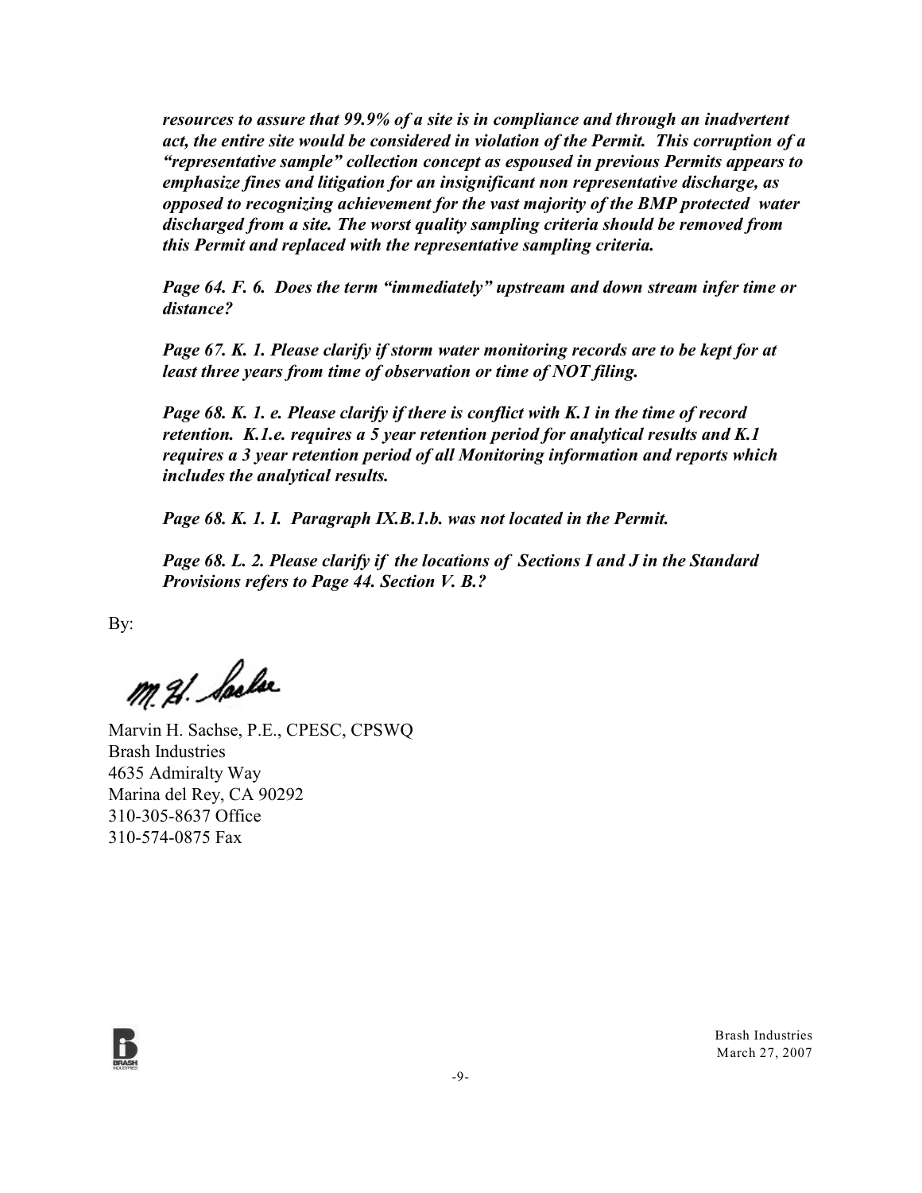***resources to assure that 99.9% of a site is in compliance and through an inadvertent act, the entire site would be considered in violation of the Permit. This corruption of a "representative sample" collection concept as espoused in previous Permits appears to emphasize fines and litigation for an insignificant non representative discharge, as opposed to recognizing achievement for the vast majority of the BMP protected water discharged from a site. The worst quality sampling criteria should be removed from this Permit and replaced with the representative sampling criteria.***

***Page 64. F. 6. Does the term "immediately" upstream and down stream infer time or distance?***

***Page 67. K. 1. Please clarify if storm water monitoring records are to be kept for at least three years from time of observation or time of NOT filing.***

***Page 68. K. 1. e. Please clarify if there is conflict with K.1 in the time of record retention. K.1.e. requires a 5 year retention period for analytical results and K.1 requires a 3 year retention period of all Monitoring information and reports which includes the analytical results.***

***Page 68. K. 1. I. Paragraph IX.B.1.b. was not located in the Permit.***

***Page 68. L. 2. Please clarify if the locations of Sections I and J in the Standard Provisions refers to Page 44. Section V. B.?***

By:

Marvin H. Sachse, P.E., CPESC, CPSWQ
Brash Industries
4635 Admiralty Way
Marina del Rey, CA 90292
310-305-8637 Office
310-574-0875 Fax